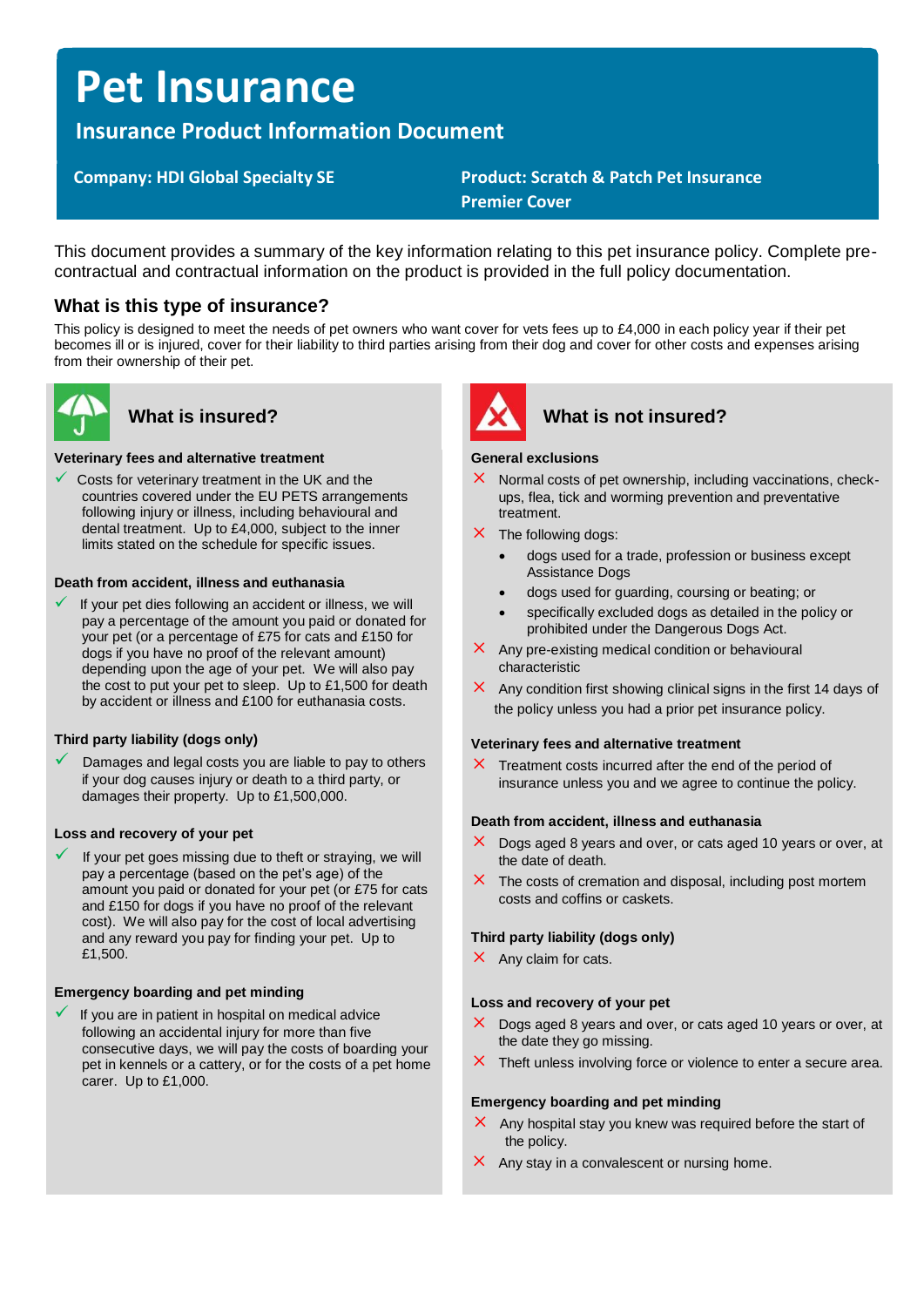# Pet Insurance

## Insurance Product Information Document

**Company: HDI Global Specialty SE**

**Product: Scratch & Patch Pet Insurance Premier Cover**

This document provides a summary of the key information relating to this pet insurance policy. Complete pre-contractual and contractual information on the product is provided in the full policy documentation.

### What is this type of insurance?

This policy is designed to meet the needs of pet owners who want cover for vets fees up to £4,000 in each policy year if their pet becomes ill or is injured, cover for their liability to third parties arising from their dog and cover for other costs and expenses arising from their ownership of their pet.

### What is insured?

**Veterinary fees and alternative treatment**

- ✓ Costs for veterinary treatment in the UK and the countries covered under the EU PETS arrangements following injury or illness, including behavioural and dental treatment. Up to £4,000, subject to the inner limits stated on the schedule for specific issues.

**Death from accident, illness and euthanasia**

- ✓ If your pet dies following an accident or illness, we will pay a percentage of the amount you paid or donated for your pet (or a percentage of £75 for cats and £150 for dogs if you have no proof of the relevant amount) depending upon the age of your pet. We will also pay the cost to put your pet to sleep. Up to £1,500 for death by accident or illness and £100 for euthanasia costs.

**Third party liability (dogs only)**

- ✓ Damages and legal costs you are liable to pay to others if your dog causes injury or death to a third party, or damages their property. Up to £1,500,000.

**Loss and recovery of your pet**

- ✓ If your pet goes missing due to theft or straying, we will pay a percentage (based on the pet's age) of the amount you paid or donated for your pet (or £75 for cats and £150 for dogs if you have no proof of the relevant cost). We will also pay for the cost of local advertising and any reward you pay for finding your pet. Up to £1,500.

**Emergency boarding and pet minding**

- ✓ If you are in patient in hospital on medical advice following an accidental injury for more than five consecutive days, we will pay the costs of boarding your pet in kennels or a cattery, or for the costs of a pet home carer. Up to £1,000.

### What is not insured?

**General exclusions**

- ✗ Normal costs of pet ownership, including vaccinations, check-ups, flea, tick and worming prevention and preventative treatment.
- ✗ The following dogs:
  - dogs used for a trade, profession or business except Assistance Dogs
  - dogs used for guarding, coursing or beating; or
  - specifically excluded dogs as detailed in the policy or prohibited under the Dangerous Dogs Act.
- ✗ Any pre-existing medical condition or behavioural characteristic
- ✗ Any condition first showing clinical signs in the first 14 days of the policy unless you had a prior pet insurance policy.

**Veterinary fees and alternative treatment**

- ✗ Treatment costs incurred after the end of the period of insurance unless you and we agree to continue the policy.

**Death from accident, illness and euthanasia**

- ✗ Dogs aged 8 years and over, or cats aged 10 years or over, at the date of death.
- ✗ The costs of cremation and disposal, including post mortem costs and coffins or caskets.

**Third party liability (dogs only)**

- ✗ Any claim for cats.

**Loss and recovery of your pet**

- ✗ Dogs aged 8 years and over, or cats aged 10 years or over, at the date they go missing.
- ✗ Theft unless involving force or violence to enter a secure area.

**Emergency boarding and pet minding**

- ✗ Any hospital stay you knew was required before the start of the policy.
- ✗ Any stay in a convalescent or nursing home.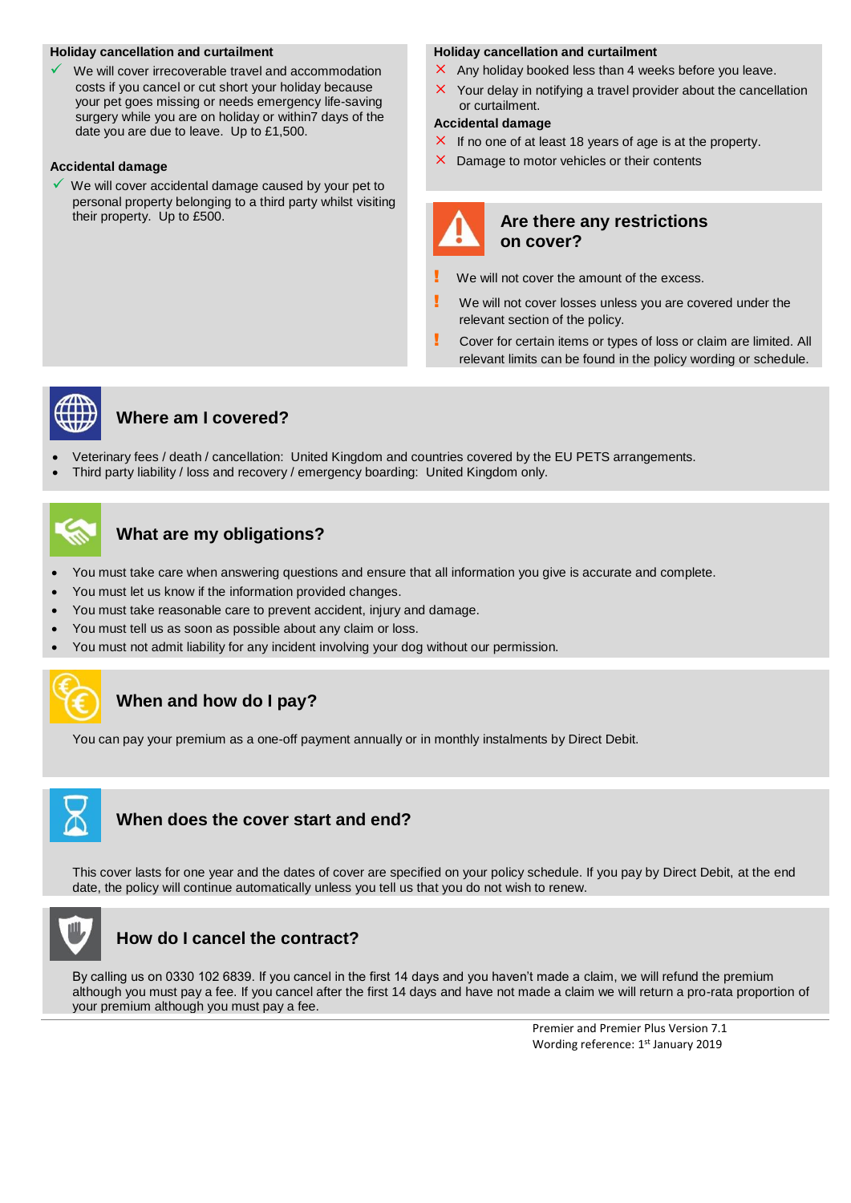**Holiday cancellation and curtailment**

✓ We will cover irrecoverable travel and accommodation costs if you cancel or cut short your holiday because your pet goes missing or needs emergency life-saving surgery while you are on holiday or within7 days of the date you are due to leave. Up to £1,500.

**Accidental damage**

✓ We will cover accidental damage caused by your pet to personal property belonging to a third party whilst visiting their property. Up to £500.

**Holiday cancellation and curtailment**

✗ Any holiday booked less than 4 weeks before you leave.

✗ Your delay in notifying a travel provider about the cancellation or curtailment.

**Accidental damage**

✗ If no one of at least 18 years of age is at the property.

✗ Damage to motor vehicles or their contents

## Are there any restrictions on cover?

! We will not cover the amount of the excess.

! We will not cover losses unless you are covered under the relevant section of the policy.

! Cover for certain items or types of loss or claim are limited. All relevant limits can be found in the policy wording or schedule.

## Where am I covered?

- Veterinary fees / death / cancellation: United Kingdom and countries covered by the EU PETS arrangements.
- Third party liability / loss and recovery / emergency boarding: United Kingdom only.

## What are my obligations?

- You must take care when answering questions and ensure that all information you give is accurate and complete.
- You must let us know if the information provided changes.
- You must take reasonable care to prevent accident, injury and damage.
- You must tell us as soon as possible about any claim or loss.
- You must not admit liability for any incident involving your dog without our permission.

## When and how do I pay?

You can pay your premium as a one-off payment annually or in monthly instalments by Direct Debit.

## When does the cover start and end?

This cover lasts for one year and the dates of cover are specified on your policy schedule. If you pay by Direct Debit, at the end date, the policy will continue automatically unless you tell us that you do not wish to renew.

## How do I cancel the contract?

By calling us on 0330 102 6839. If you cancel in the first 14 days and you haven't made a claim, we will refund the premium although you must pay a fee. If you cancel after the first 14 days and have not made a claim we will return a pro-rata proportion of your premium although you must pay a fee.

Premier and Premier Plus Version 7.1
Wording reference: 1st January 2019